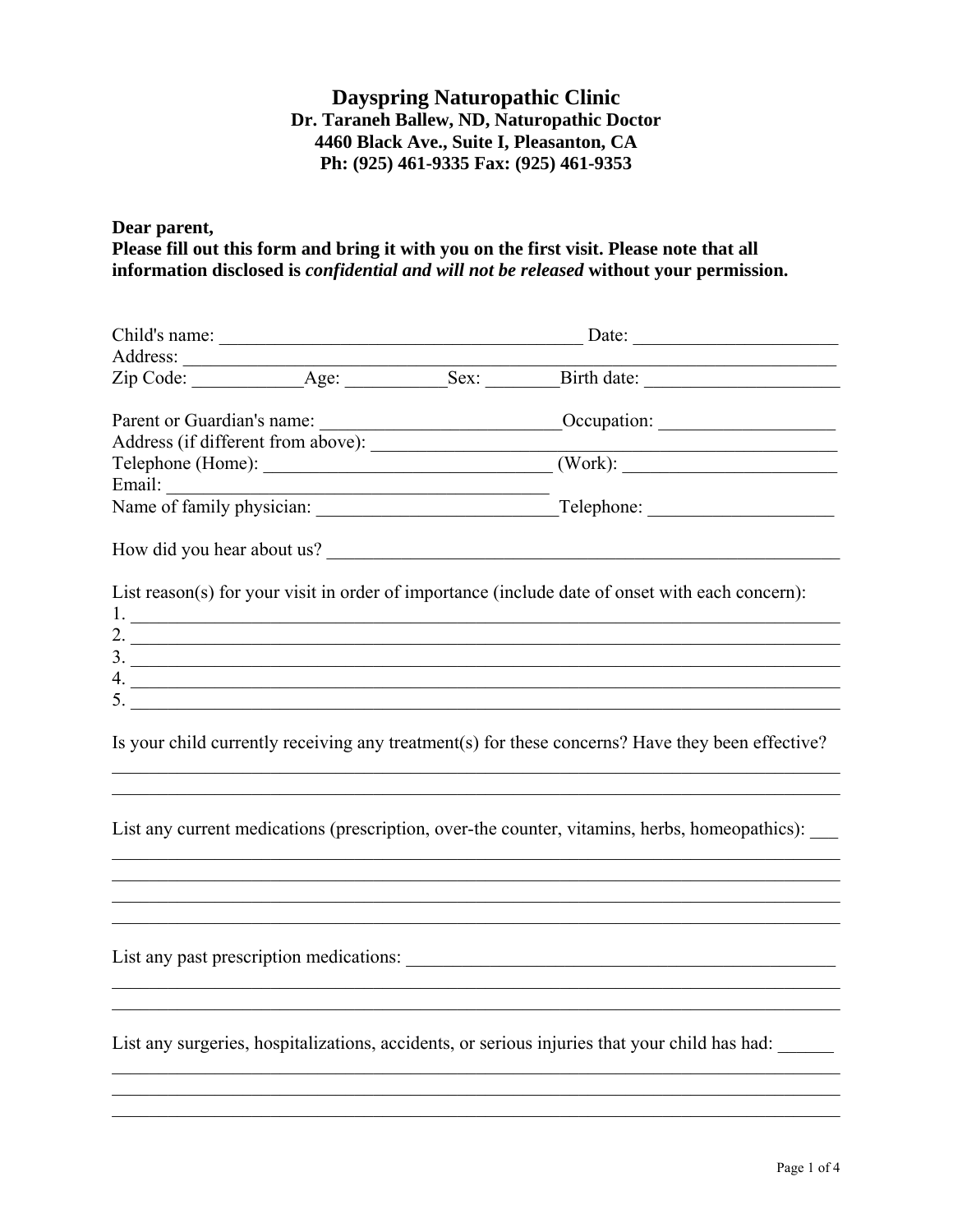# Dayspring Naturopathic Clinic

**Dr. Taraneh Ballew, ND, Naturopathic Doctor**
**4460 Black Ave., Suite I, Pleasanton, CA**
**Ph: (925) 461-9335 Fax: (925) 461-9353**

**Dear parent,**
**Please fill out this form and bring it with you on the first visit. Please note that all information disclosed is *confidential and will not be released* without your permission.**

Child's name: ________________________________________ Date: ______________________
Address: __________________________________________________________________________
Zip Code: ____________Age: ___________Sex: ________Birth date: _____________________

Parent or Guardian's name: __________________________Occupation: ___________________
Address (if different from above): ____________________________________________________
Telephone (Home): _______________________________ (Work): _______________________
Email: _________________________________________
Name of family physician: __________________________Telephone: ____________________

How did you hear about us? _________________________________________________________

List reason(s) for your visit in order of importance (include date of onset with each concern):
1. ______________________________________________________________________________
2. ______________________________________________________________________________
3. ______________________________________________________________________________
4. ______________________________________________________________________________
5. ______________________________________________________________________________

Is your child currently receiving any treatment(s) for these concerns? Have they been effective?
________________________________________________________________________________
________________________________________________________________________________

List any current medications (prescription, over-the counter, vitamins, herbs, homeopathics): ___
________________________________________________________________________________
________________________________________________________________________________
________________________________________________________________________________
________________________________________________________________________________

List any past prescription medications: _________________________________________________
________________________________________________________________________________
________________________________________________________________________________

List any surgeries, hospitalizations, accidents, or serious injuries that your child has had: ______
________________________________________________________________________________
________________________________________________________________________________
________________________________________________________________________________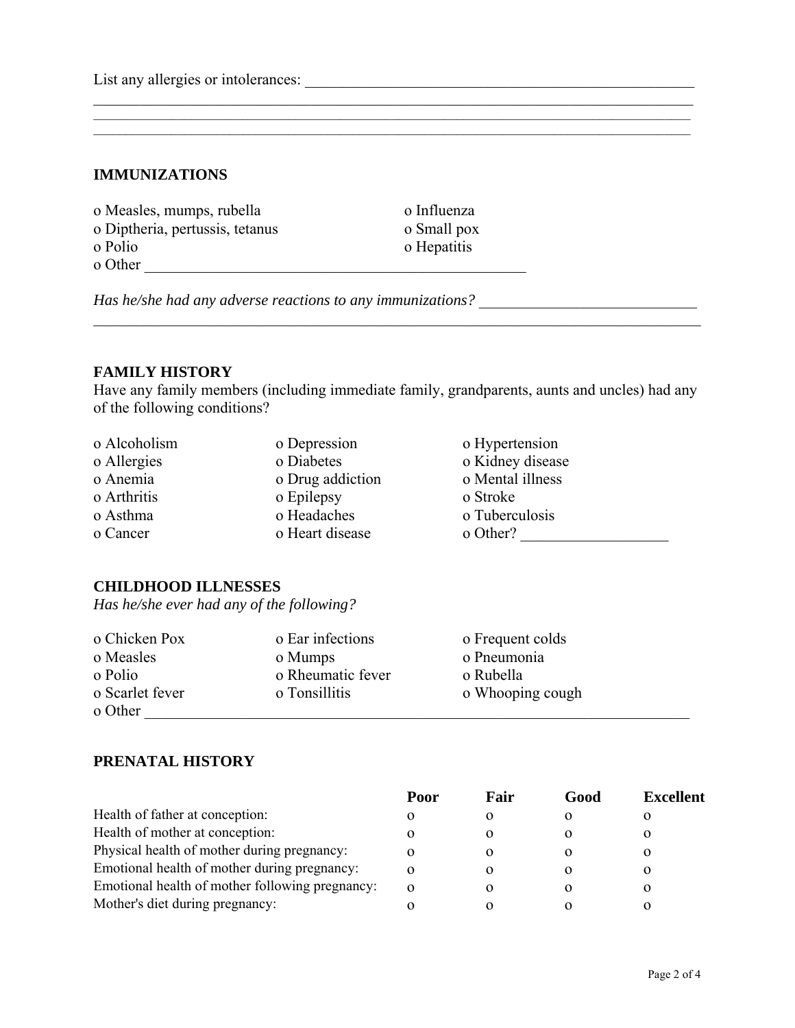List any allergies or intolerances: ____________________________________________________
______________________________________________________________________________
______________________________________________________________________________
______________________________________________________________________________

## IMMUNIZATIONS

o Measles, mumps, rubella
o Diptheria, pertussis, tetanus
o Polio
o Other ________________________________________________
o Influenza
o Small pox
o Hepatitis

*Has he/she had any adverse reactions to any immunizations?* ___________________________
______________________________________________________________________________

## FAMILY HISTORY

Have any family members (including immediate family, grandparents, aunts and uncles) had any of the following conditions?

o Alcoholism
o Allergies
o Anemia
o Arthritis
o Asthma
o Cancer
o Depression
o Diabetes
o Drug addiction
o Epilepsy
o Headaches
o Heart disease
o Hypertension
o Kidney disease
o Mental illness
o Stroke
o Tuberculosis
o Other? __________________

## CHILDHOOD ILLNESSES

*Has he/she ever had any of the following?*

o Chicken Pox
o Measles
o Polio
o Scarlet fever
o Ear infections
o Mumps
o Rheumatic fever
o Tonsillitis
o Frequent colds
o Pneumonia
o Rubella
o Whooping cough
o Other ______________________________________________________________________

## PRENATAL HISTORY

| | Poor | Fair | Good | Excellent |
|---|---|---|---|---|
| Health of father at conception: | o | o | o | o |
| Health of mother at conception: | o | o | o | o |
| Physical health of mother during pregnancy: | o | o | o | o |
| Emotional health of mother during pregnancy: | o | o | o | o |
| Emotional health of mother following pregnancy: | o | o | o | o |
| Mother's diet during pregnancy: | o | o | o | o |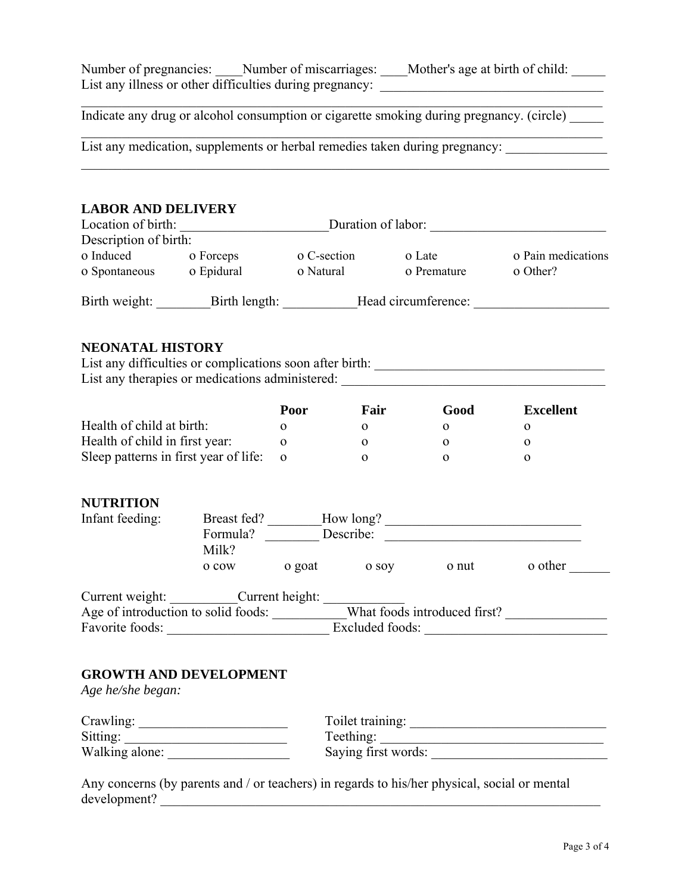Number of pregnancies: ____Number of miscarriages: ____Mother's age at birth of child: _____

List any illness or other difficulties during pregnancy: _________________________________

________________________________________________________________________________

Indicate any drug or alcohol consumption or cigarette smoking during pregnancy. (circle) _____

________________________________________________________________________________

List any medication, supplements or herbal remedies taken during pregnancy: _______________

________________________________________________________________________________

## LABOR AND DELIVERY

Location of birth: ______________________Duration of labor: __________________________

Description of birth:

| | | | | |
|---|---|---|---|---|
| o Induced | o Forceps | o C-section | o Late | o Pain medications |
| o Spontaneous | o Epidural | o Natural | o Premature | o Other? |

Birth weight: ________Birth length: ___________Head circumference: ____________________

## NEONATAL HISTORY

List any difficulties or complications soon after birth: ___________________________________

List any therapies or medications administered: _______________________________________

| | Poor | Fair | Good | Excellent |
|---|---|---|---|---|
| Health of child at birth: | o | o | o | o |
| Health of child in first year: | o | o | o | o |
| Sleep patterns in first year of life: | o | o | o | o |

## NUTRITION

Infant feeding: Breast fed? ________How long? _____________________________

Formula? ________ Describe: _____________________________

Milk?

o cow o goat o soy o nut o other ______

Current weight: __________Current height: ____________

Age of introduction to solid foods: ___________What foods introduced first? _______________

Favorite foods: ________________________ Excluded foods: ___________________________

## GROWTH AND DEVELOPMENT

*Age he/she began:*

Crawling: ______________________ Toilet training: ______________________________

Sitting: ________________________ Teething: ___________________________________

Walking alone: __________________ Saying first words: __________________________

Any concerns (by parents and / or teachers) in regards to his/her physical, social or mental development? ____________________________________________________________________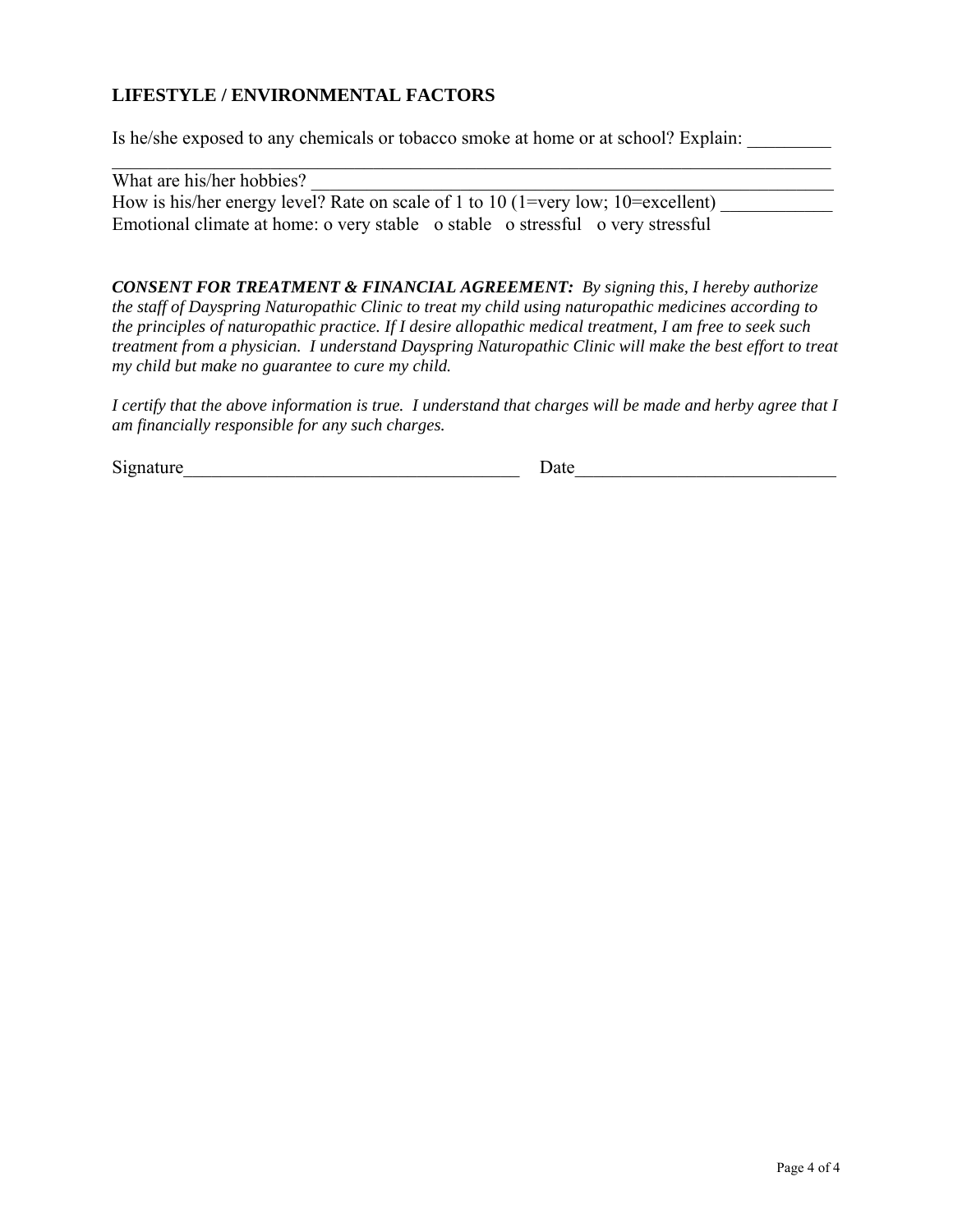## LIFESTYLE / ENVIRONMENTAL FACTORS

Is he/she exposed to any chemicals or tobacco smoke at home or at school? Explain: _________

_______________________________________________________________________________

What are his/her hobbies? _______________________________________________________

How is his/her energy level? Rate on scale of 1 to 10 (1=very low; 10=excellent) ____________

Emotional climate at home: o very stable   o stable   o stressful   o very stressful

***CONSENT FOR TREATMENT & FINANCIAL AGREEMENT:*** *By signing this, I hereby authorize the staff of Dayspring Naturopathic Clinic to treat my child using naturopathic medicines according to the principles of naturopathic practice. If I desire allopathic medical treatment, I am free to seek such treatment from a physician. I understand Dayspring Naturopathic Clinic will make the best effort to treat my child but make no guarantee to cure my child.*

*I certify that the above information is true. I understand that charges will be made and herby agree that I am financially responsible for any such charges.*

Signature_____________________________________ Date____________________________